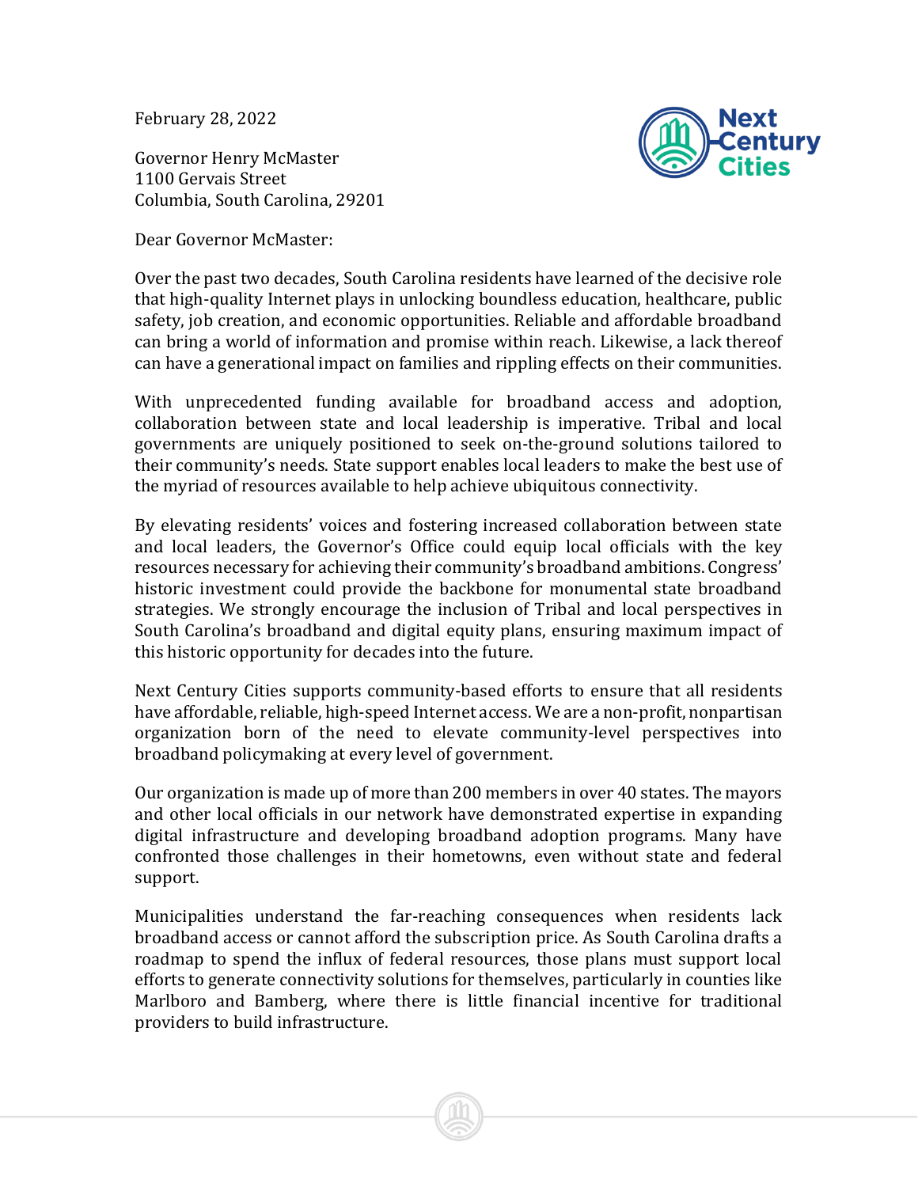February 28, 2022

Governor Henry McMaster
1100 Gervais Street
Columbia, South Carolina, 29201

Dear Governor McMaster:

Over the past two decades, South Carolina residents have learned of the decisive role that high-quality Internet plays in unlocking boundless education, healthcare, public safety, job creation, and economic opportunities. Reliable and affordable broadband can bring a world of information and promise within reach. Likewise, a lack thereof can have a generational impact on families and rippling effects on their communities.

With unprecedented funding available for broadband access and adoption, collaboration between state and local leadership is imperative. Tribal and local governments are uniquely positioned to seek on-the-ground solutions tailored to their community's needs. State support enables local leaders to make the best use of the myriad of resources available to help achieve ubiquitous connectivity.

By elevating residents' voices and fostering increased collaboration between state and local leaders, the Governor's Office could equip local officials with the key resources necessary for achieving their community's broadband ambitions. Congress' historic investment could provide the backbone for monumental state broadband strategies. We strongly encourage the inclusion of Tribal and local perspectives in South Carolina's broadband and digital equity plans, ensuring maximum impact of this historic opportunity for decades into the future.

Next Century Cities supports community-based efforts to ensure that all residents have affordable, reliable, high-speed Internet access. We are a non-profit, nonpartisan organization born of the need to elevate community-level perspectives into broadband policymaking at every level of government.

Our organization is made up of more than 200 members in over 40 states. The mayors and other local officials in our network have demonstrated expertise in expanding digital infrastructure and developing broadband adoption programs. Many have confronted those challenges in their hometowns, even without state and federal support.

Municipalities understand the far-reaching consequences when residents lack broadband access or cannot afford the subscription price. As South Carolina drafts a roadmap to spend the influx of federal resources, those plans must support local efforts to generate connectivity solutions for themselves, particularly in counties like Marlboro and Bamberg, where there is little financial incentive for traditional providers to build infrastructure.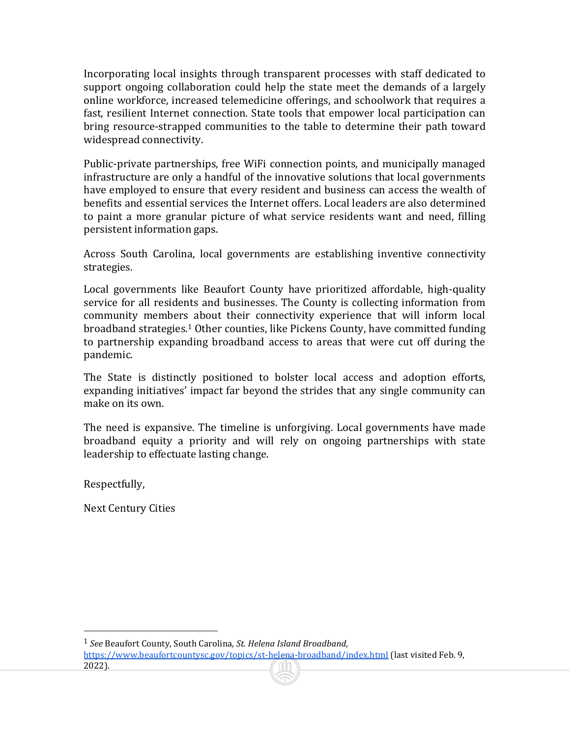Incorporating local insights through transparent processes with staff dedicated to support ongoing collaboration could help the state meet the demands of a largely online workforce, increased telemedicine offerings, and schoolwork that requires a fast, resilient Internet connection. State tools that empower local participation can bring resource-strapped communities to the table to determine their path toward widespread connectivity.

Public-private partnerships, free WiFi connection points, and municipally managed infrastructure are only a handful of the innovative solutions that local governments have employed to ensure that every resident and business can access the wealth of benefits and essential services the Internet offers. Local leaders are also determined to paint a more granular picture of what service residents want and need, filling persistent information gaps.

Across South Carolina, local governments are establishing inventive connectivity strategies.

Local governments like Beaufort County have prioritized affordable, high-quality service for all residents and businesses. The County is collecting information from community members about their connectivity experience that will inform local broadband strategies.[1] Other counties, like Pickens County, have committed funding to partnership expanding broadband access to areas that were cut off during the pandemic.

The State is distinctly positioned to bolster local access and adoption efforts, expanding initiatives' impact far beyond the strides that any single community can make on its own.

The need is expansive. The timeline is unforgiving. Local governments have made broadband equity a priority and will rely on ongoing partnerships with state leadership to effectuate lasting change.

Respectfully,

Next Century Cities

---

[1] *See* Beaufort County, South Carolina, *St. Helena Island Broadband*, https://www.beaufortcountysc.gov/topics/st-helena-broadband/index.html (last visited Feb. 9, 2022).